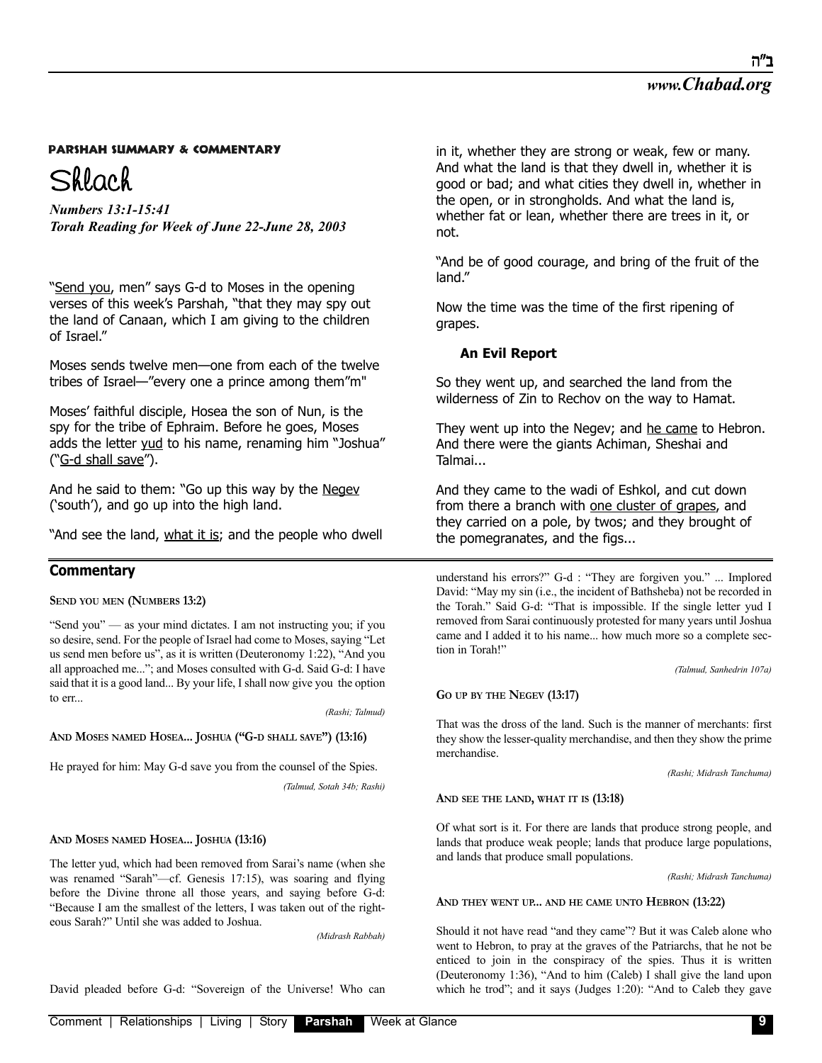**PARSHAH SUMMARY & COMMENTARY**

# Shlach

***Numbers 13:1-15:41***
***Torah Reading for Week of June 22-June 28, 2003***

"Send you, men" says G-d to Moses in the opening verses of this week's Parshah, "that they may spy out the land of Canaan, which I am giving to the children of Israel."

Moses sends twelve men—one from each of the twelve tribes of Israel—"every one a prince among them"m"

Moses' faithful disciple, Hosea the son of Nun, is the spy for the tribe of Ephraim. Before he goes, Moses adds the letter yud to his name, renaming him "Joshua" ("G-d shall save").

And he said to them: "Go up this way by the Negev ('south'), and go up into the high land.

"And see the land, what it is; and the people who dwell in it, whether they are strong or weak, few or many. And what the land is that they dwell in, whether it is good or bad; and what cities they dwell in, whether in the open, or in strongholds. And what the land is, whether fat or lean, whether there are trees in it, or not.

"And be of good courage, and bring of the fruit of the land."

Now the time was the time of the first ripening of grapes.

### An Evil Report

So they went up, and searched the land from the wilderness of Zin to Rechov on the way to Hamat.

They went up into the Negev; and he came to Hebron. And there were the giants Achiman, Sheshai and Talmai...

And they came to the wadi of Eshkol, and cut down from there a branch with one cluster of grapes, and they carried on a pole, by twos; and they brought of the pomegranates, and the figs...

## Commentary

**Send you men (Numbers 13:2)**

"Send you" — as your mind dictates. I am not instructing you; if you so desire, send. For the people of Israel had come to Moses, saying "Let us send men before us", as it is written (Deuteronomy 1:22), "And you all approached me..."; and Moses consulted with G-d. Said G-d: I have said that it is a good land... By your life, I shall now give you the option to err...

*(Rashi; Talmud)*

**And Moses named Hosea... Joshua ("G-d shall save") (13:16)**

He prayed for him: May G-d save you from the counsel of the Spies.

*(Talmud, Sotah 34b; Rashi)*

**And Moses named Hosea... Joshua (13:16)**

The letter yud, which had been removed from Sarai's name (when she was renamed "Sarah"—cf. Genesis 17:15), was soaring and flying before the Divine throne all those years, and saying before G-d: "Because I am the smallest of the letters, I was taken out of the righteous Sarah?" Until she was added to Joshua.

*(Midrash Rabbah)*

David pleaded before G-d: "Sovereign of the Universe! Who can understand his errors?" G-d : "They are forgiven you." ... Implored David: "May my sin (i.e., the incident of Bathsheba) not be recorded in the Torah." Said G-d: "That is impossible. If the single letter yud I removed from Sarai continuously protested for many years until Joshua came and I added it to his name... how much more so a complete section in Torah!"

*(Talmud, Sanhedrin 107a)*

**Go up by the Negev (13:17)**

That was the dross of the land. Such is the manner of merchants: first they show the lesser-quality merchandise, and then they show the prime merchandise.

*(Rashi; Midrash Tanchuma)*

**And see the land, what it is (13:18)**

Of what sort is it. For there are lands that produce strong people, and lands that produce weak people; lands that produce large populations, and lands that produce small populations.

*(Rashi; Midrash Tanchuma)*

**And they went up... and he came unto Hebron (13:22)**

Should it not have read "and they came"? But it was Caleb alone who went to Hebron, to pray at the graves of the Patriarchs, that he not be enticed to join in the conspiracy of the spies. Thus it is written (Deuteronomy 1:36), "And to him (Caleb) I shall give the land upon which he trod"; and it says (Judges 1:20): "And to Caleb they gave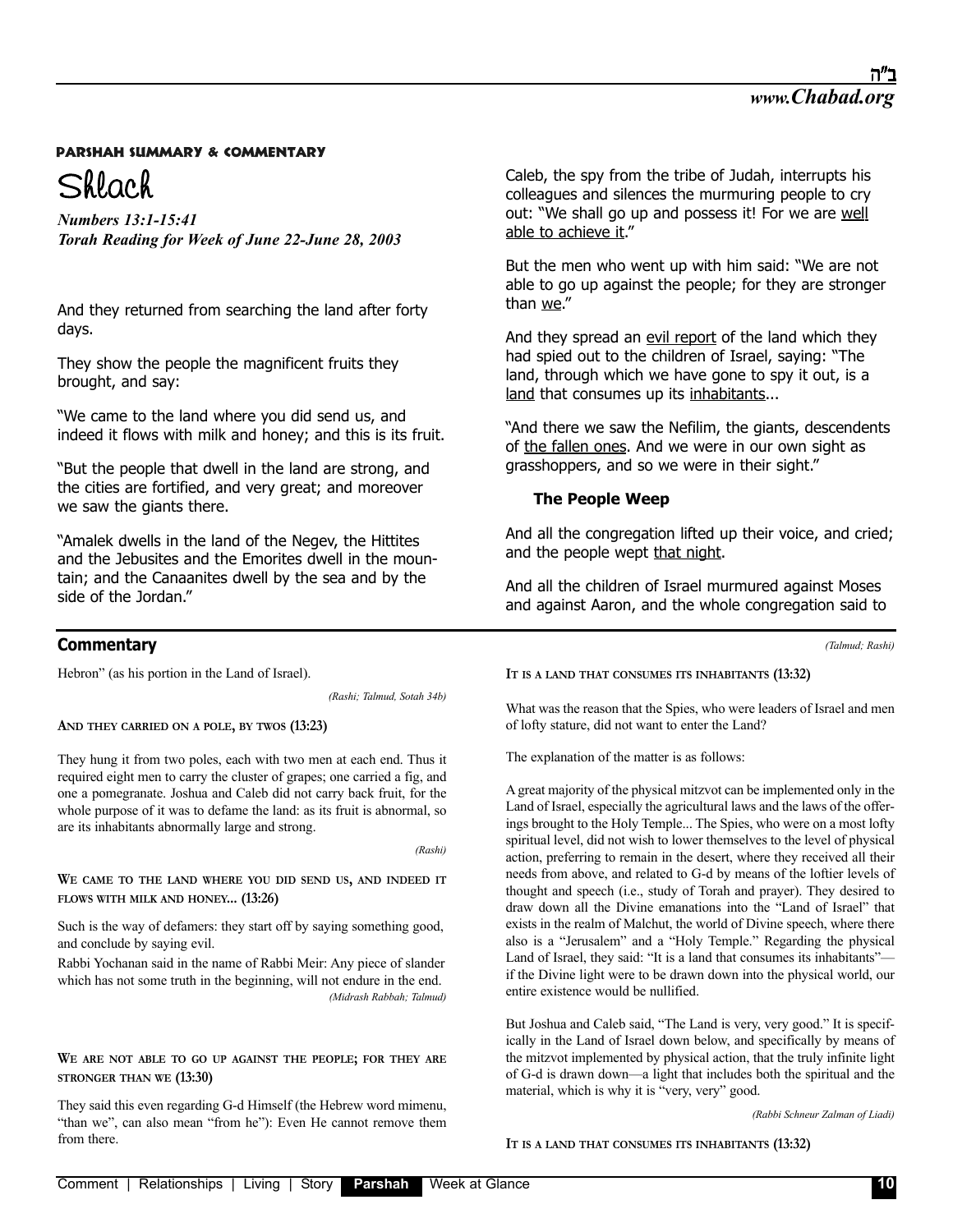**PARSHAH SUMMARY & COMMENTARY**

# Shlach

***Numbers 13:1-15:41***
***Torah Reading for Week of June 22-June 28, 2003***

And they returned from searching the land after forty days.

They show the people the magnificent fruits they brought, and say:

"We came to the land where you did send us, and indeed it flows with milk and honey; and this is its fruit.

"But the people that dwell in the land are strong, and the cities are fortified, and very great; and moreover we saw the giants there.

"Amalek dwells in the land of the Negev, the Hittites and the Jebusites and the Emorites dwell in the mountain; and the Canaanites dwell by the sea and by the side of the Jordan."

Caleb, the spy from the tribe of Judah, interrupts his colleagues and silences the murmuring people to cry out: "We shall go up and possess it! For we are <u>well able to achieve it</u>."

But the men who went up with him said: "We are not able to go up against the people; for they are stronger than <u>we</u>."

And they spread an <u>evil report</u> of the land which they had spied out to the children of Israel, saying: "The land, through which we have gone to spy it out, is a <u>land</u> that consumes up its <u>inhabitants</u>...

"And there we saw the Nefilim, the giants, descendents of <u>the fallen ones</u>. And we were in our own sight as grasshoppers, and so we were in their sight."

### The People Weep

And all the congregation lifted up their voice, and cried; and the people wept <u>that night</u>.

And all the children of Israel murmured against Moses and against Aaron, and the whole congregation said to

## Commentary

Hebron" (as his portion in the Land of Israel).

*(Rashi; Talmud, Sotah 34b)*

**AND THEY CARRIED ON A POLE, BY TWOS (13:23)**

They hung it from two poles, each with two men at each end. Thus it required eight men to carry the cluster of grapes; one carried a fig, and one a pomegranate. Joshua and Caleb did not carry back fruit, for the whole purpose of it was to defame the land: as its fruit is abnormal, so are its inhabitants abnormally large and strong.

*(Rashi)*

**WE CAME TO THE LAND WHERE YOU DID SEND US, AND INDEED IT FLOWS WITH MILK AND HONEY... (13:26)**

Such is the way of defamers: they start off by saying something good, and conclude by saying evil.

Rabbi Yochanan said in the name of Rabbi Meir: Any piece of slander which has not some truth in the beginning, will not endure in the end.

*(Midrash Rabbah; Talmud)*

**WE ARE NOT ABLE TO GO UP AGAINST THE PEOPLE; FOR THEY ARE STRONGER THAN WE (13:30)**

They said this even regarding G-d Himself (the Hebrew word mimenu, "than we", can also mean "from he"): Even He cannot remove them from there.

*(Talmud; Rashi)*

**IT IS A LAND THAT CONSUMES ITS INHABITANTS (13:32)**

What was the reason that the Spies, who were leaders of Israel and men of lofty stature, did not want to enter the Land?

The explanation of the matter is as follows:

A great majority of the physical mitzvot can be implemented only in the Land of Israel, especially the agricultural laws and the laws of the offerings brought to the Holy Temple... The Spies, who were on a most lofty spiritual level, did not wish to lower themselves to the level of physical action, preferring to remain in the desert, where they received all their needs from above, and related to G-d by means of the loftier levels of thought and speech (i.e., study of Torah and prayer). They desired to draw down all the Divine emanations into the "Land of Israel" that exists in the realm of Malchut, the world of Divine speech, where there also is a "Jerusalem" and a "Holy Temple." Regarding the physical Land of Israel, they said: "It is a land that consumes its inhabitants"—if the Divine light were to be drawn down into the physical world, our entire existence would be nullified.

But Joshua and Caleb said, "The Land is very, very good." It is specifically in the Land of Israel down below, and specifically by means of the mitzvot implemented by physical action, that the truly infinite light of G-d is drawn down—a light that includes both the spiritual and the material, which is why it is "very, very" good.

*(Rabbi Schneur Zalman of Liadi)*

**IT IS A LAND THAT CONSUMES ITS INHABITANTS (13:32)**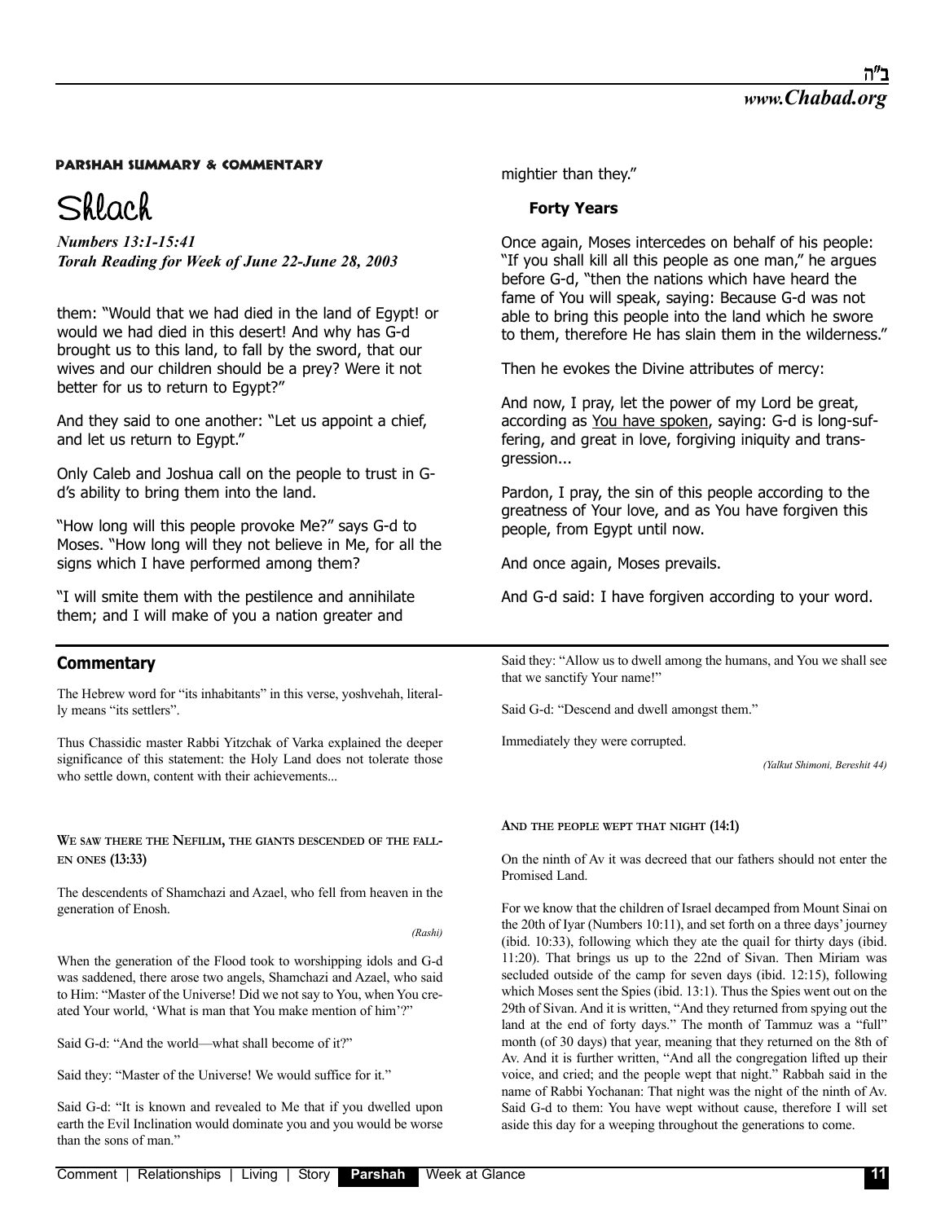**PARSHAH SUMMARY & COMMENTARY**

# Shlach

***Numbers 13:1-15:41***
***Torah Reading for Week of June 22-June 28, 2003***

them: "Would that we had died in the land of Egypt! or would we had died in this desert! And why has G-d brought us to this land, to fall by the sword, that our wives and our children should be a prey? Were it not better for us to return to Egypt?"

And they said to one another: "Let us appoint a chief, and let us return to Egypt."

Only Caleb and Joshua call on the people to trust in G-d's ability to bring them into the land.

"How long will this people provoke Me?" says G-d to Moses. "How long will they not believe in Me, for all the signs which I have performed among them?

"I will smite them with the pestilence and annihilate them; and I will make of you a nation greater and mightier than they."

**Forty Years**

Once again, Moses intercedes on behalf of his people: "If you shall kill all this people as one man," he argues before G-d, "then the nations which have heard the fame of You will speak, saying: Because G-d was not able to bring this people into the land which he swore to them, therefore He has slain them in the wilderness."

Then he evokes the Divine attributes of mercy:

And now, I pray, let the power of my Lord be great, according as You have spoken, saying: G-d is long-suffering, and great in love, forgiving iniquity and transgression...

Pardon, I pray, the sin of this people according to the greatness of Your love, and as You have forgiven this people, from Egypt until now.

And once again, Moses prevails.

And G-d said: I have forgiven according to your word.

## Commentary

The Hebrew word for "its inhabitants" in this verse, yoshvehah, literally means "its settlers".

Thus Chassidic master Rabbi Yitzchak of Varka explained the deeper significance of this statement: the Holy Land does not tolerate those who settle down, content with their achievements...

**WE SAW THERE THE NEFILIM, THE GIANTS DESCENDED OF THE FALLEN ONES (13:33)**

The descendents of Shamchazi and Azael, who fell from heaven in the generation of Enosh.

*(Rashi)*

When the generation of the Flood took to worshipping idols and G-d was saddened, there arose two angels, Shamchazi and Azael, who said to Him: "Master of the Universe! Did we not say to You, when You created Your world, 'What is man that You make mention of him'?"

Said G-d: "And the world—what shall become of it?"

Said they: "Master of the Universe! We would suffice for it."

Said G-d: "It is known and revealed to Me that if you dwelled upon earth the Evil Inclination would dominate you and you would be worse than the sons of man."

Said they: "Allow us to dwell among the humans, and You we shall see that we sanctify Your name!"

Said G-d: "Descend and dwell amongst them."

Immediately they were corrupted.

*(Yalkut Shimoni, Bereshit 44)*

**AND THE PEOPLE WEPT THAT NIGHT (14:1)**

On the ninth of Av it was decreed that our fathers should not enter the Promised Land.

For we know that the children of Israel decamped from Mount Sinai on the 20th of Iyar (Numbers 10:11), and set forth on a three days' journey (ibid. 10:33), following which they ate the quail for thirty days (ibid. 11:20). That brings us up to the 22nd of Sivan. Then Miriam was secluded outside of the camp for seven days (ibid. 12:15), following which Moses sent the Spies (ibid. 13:1). Thus the Spies went out on the 29th of Sivan. And it is written, "And they returned from spying out the land at the end of forty days." The month of Tammuz was a "full" month (of 30 days) that year, meaning that they returned on the 8th of Av. And it is further written, "And all the congregation lifted up their voice, and cried; and the people wept that night." Rabbah said in the name of Rabbi Yochanan: That night was the night of the ninth of Av. Said G-d to them: You have wept without cause, therefore I will set aside this day for a weeping throughout the generations to come.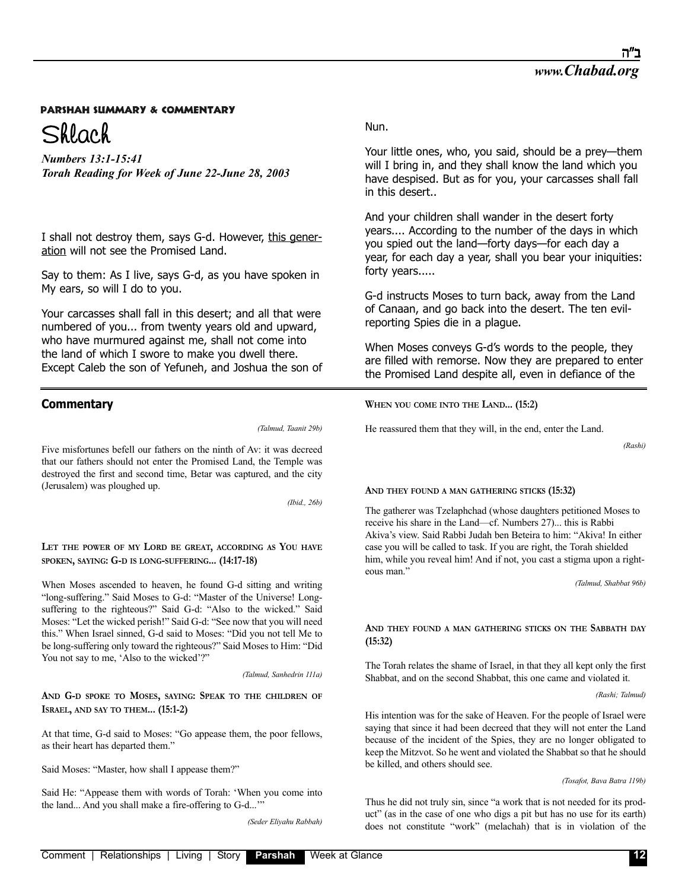#### PARSHAH SUMMARY & COMMENTARY

# Shlach

***Numbers 13:1-15:41***
***Torah Reading for Week of June 22-June 28, 2003***

I shall not destroy them, says G-d. However, <u>this generation</u> will not see the Promised Land.

Say to them: As I live, says G-d, as you have spoken in My ears, so will I do to you.

Your carcasses shall fall in this desert; and all that were numbered of you... from twenty years old and upward, who have murmured against me, shall not come into the land of which I swore to make you dwell there. Except Caleb the son of Yefuneh, and Joshua the son of Nun.

Your little ones, who, you said, should be a prey—them will I bring in, and they shall know the land which you have despised. But as for you, your carcasses shall fall in this desert..

And your children shall wander in the desert forty years.... According to the number of the days in which you spied out the land—forty days—for each day a year, for each day a year, shall you bear your iniquities: forty years.....

G-d instructs Moses to turn back, away from the Land of Canaan, and go back into the desert. The ten evil-reporting Spies die in a plague.

When Moses conveys G-d's words to the people, they are filled with remorse. Now they are prepared to enter the Promised Land despite all, even in defiance of the

## Commentary

*(Talmud, Taanit 29b)*

Five misfortunes befell our fathers on the ninth of Av: it was decreed that our fathers should not enter the Promised Land, the Temple was destroyed the first and second time, Betar was captured, and the city (Jerusalem) was ploughed up.

*(Ibid., 26b)*

**LET THE POWER OF MY LORD BE GREAT, ACCORDING AS YOU HAVE SPOKEN, SAYING: G-D IS LONG-SUFFERING... (14:17-18)**

When Moses ascended to heaven, he found G-d sitting and writing "long-suffering." Said Moses to G-d: "Master of the Universe! Long-suffering to the righteous?" Said G-d: "Also to the wicked." Said Moses: "Let the wicked perish!" Said G-d: "See now that you will need this." When Israel sinned, G-d said to Moses: "Did you not tell Me to be long-suffering only toward the righteous?" Said Moses to Him: "Did You not say to me, 'Also to the wicked'?"

*(Talmud, Sanhedrin 111a)*

**AND G-D SPOKE TO MOSES, SAYING: SPEAK TO THE CHILDREN OF ISRAEL, AND SAY TO THEM... (15:1-2)**

At that time, G-d said to Moses: "Go appease them, the poor fellows, as their heart has departed them."

Said Moses: "Master, how shall I appease them?"

Said He: "Appease them with words of Torah: 'When you come into the land... And you shall make a fire-offering to G-d...'"

*(Seder Eliyahu Rabbah)*

**WHEN YOU COME INTO THE LAND... (15:2)**

He reassured them that they will, in the end, enter the Land.

*(Rashi)*

**AND THEY FOUND A MAN GATHERING STICKS (15:32)**

The gatherer was Tzelaphchad (whose daughters petitioned Moses to receive his share in the Land—cf. Numbers 27)... this is Rabbi Akiva's view. Said Rabbi Judah ben Beteira to him: "Akiva! In either case you will be called to task. If you are right, the Torah shielded him, while you reveal him! And if not, you cast a stigma upon a righteous man."

*(Talmud, Shabbat 96b)*

**AND THEY FOUND A MAN GATHERING STICKS ON THE SABBATH DAY (15:32)**

The Torah relates the shame of Israel, in that they all kept only the first Shabbat, and on the second Shabbat, this one came and violated it.

*(Rashi; Talmud)*

His intention was for the sake of Heaven. For the people of Israel were saying that since it had been decreed that they will not enter the Land because of the incident of the Spies, they are no longer obligated to keep the Mitzvot. So he went and violated the Shabbat so that he should be killed, and others should see.

*(Tosafot, Bava Batra 119b)*

Thus he did not truly sin, since "a work that is not needed for its product" (as in the case of one who digs a pit but has no use for its earth) does not constitute "work" (melachah) that is in violation of the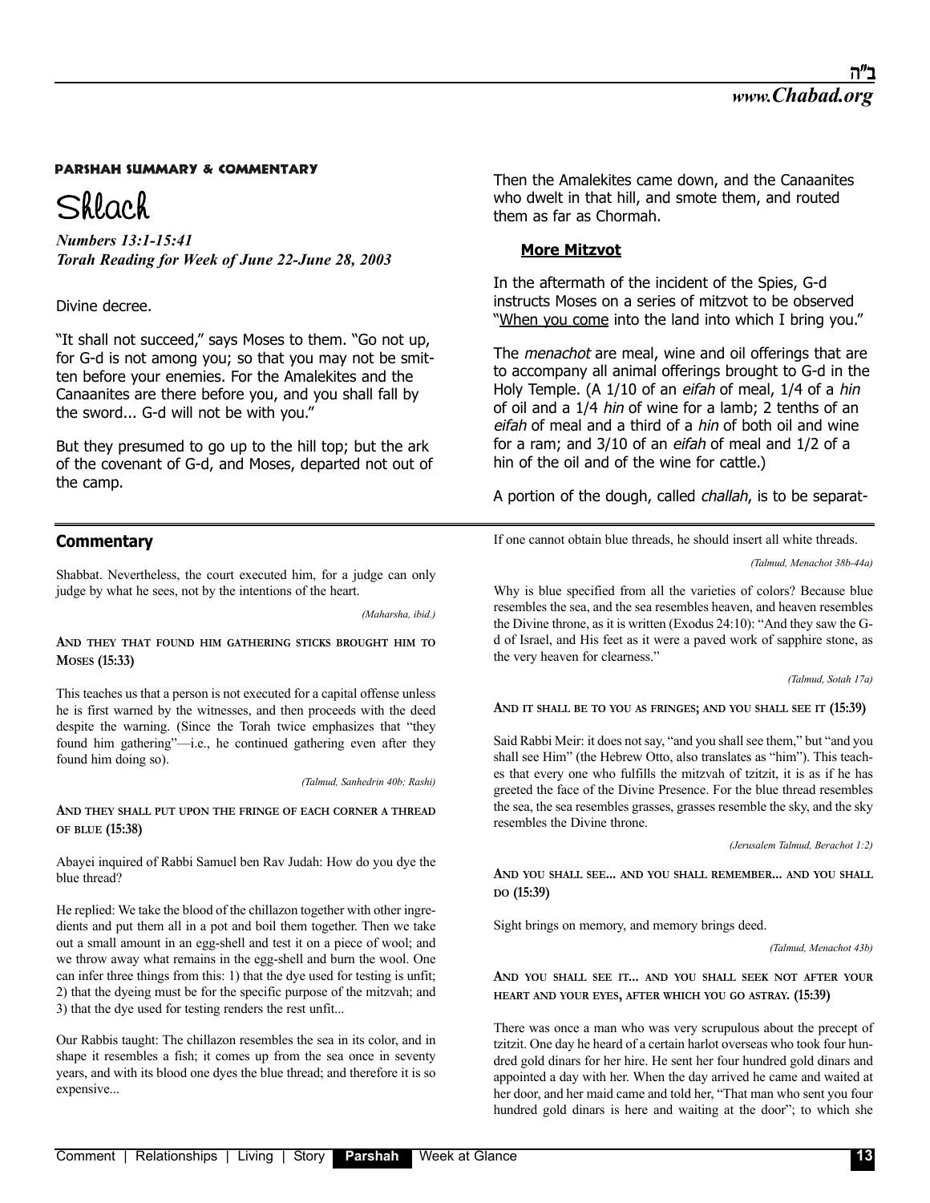**PARSHAH SUMMARY & COMMENTARY**

# Shlach

***Numbers 13:1-15:41***
***Torah Reading for Week of June 22-June 28, 2003***

Divine decree.

"It shall not succeed," says Moses to them. "Go not up, for G-d is not among you; so that you may not be smitten before your enemies. For the Amalekites and the Canaanites are there before you, and you shall fall by the sword... G-d will not be with you."

But they presumed to go up to the hill top; but the ark of the covenant of G-d, and Moses, departed not out of the camp.

Then the Amalekites came down, and the Canaanites who dwelt in that hill, and smote them, and routed them as far as Chormah.

### More Mitzvot

In the aftermath of the incident of the Spies, G-d instructs Moses on a series of mitzvot to be observed "When you come into the land into which I bring you."

The *menachot* are meal, wine and oil offerings that are to accompany all animal offerings brought to G-d in the Holy Temple. (A 1/10 of an *eifah* of meal, 1/4 of a *hin* of oil and a 1/4 *hin* of wine for a lamb; 2 tenths of an *eifah* of meal and a third of a *hin* of both oil and wine for a ram; and 3/10 of an *eifah* of meal and 1/2 of a hin of the oil and of the wine for cattle.)

A portion of the dough, called *challah*, is to be separat-

## Commentary

Shabbat. Nevertheless, the court executed him, for a judge can only judge by what he sees, not by the intentions of the heart.

*(Maharsha, ibid.)*

**AND THEY THAT FOUND HIM GATHERING STICKS BROUGHT HIM TO MOSES (15:33)**

This teaches us that a person is not executed for a capital offense unless he is first warned by the witnesses, and then proceeds with the deed despite the warning. (Since the Torah twice emphasizes that "they found him gathering"—i.e., he continued gathering even after they found him doing so).

*(Talmud, Sanhedrin 40b; Rashi)*

**AND THEY SHALL PUT UPON THE FRINGE OF EACH CORNER A THREAD OF BLUE (15:38)**

Abayei inquired of Rabbi Samuel ben Rav Judah: How do you dye the blue thread?

He replied: We take the blood of the chillazon together with other ingredients and put them all in a pot and boil them together. Then we take out a small amount in an egg-shell and test it on a piece of wool; and we throw away what remains in the egg-shell and burn the wool. One can infer three things from this: 1) that the dye used for testing is unfit; 2) that the dyeing must be for the specific purpose of the mitzvah; and 3) that the dye used for testing renders the rest unfit...

Our Rabbis taught: The chillazon resembles the sea in its color, and in shape it resembles a fish; it comes up from the sea once in seventy years, and with its blood one dyes the blue thread; and therefore it is so expensive...

If one cannot obtain blue threads, he should insert all white threads.

*(Talmud, Menachot 38b-44a)*

Why is blue specified from all the varieties of colors? Because blue resembles the sea, and the sea resembles heaven, and heaven resembles the Divine throne, as it is written (Exodus 24:10): "And they saw the G-d of Israel, and His feet as it were a paved work of sapphire stone, as the very heaven for clearness."

*(Talmud, Sotah 17a)*

**AND IT SHALL BE TO YOU AS FRINGES; AND YOU SHALL SEE IT (15:39)**

Said Rabbi Meir: it does not say, "and you shall see them," but "and you shall see Him" (the Hebrew Otto, also translates as "him"). This teaches that every one who fulfills the mitzvah of tzitzit, it is as if he has greeted the face of the Divine Presence. For the blue thread resembles the sea, the sea resembles grasses, grasses resemble the sky, and the sky resembles the Divine throne.

*(Jerusalem Talmud, Berachot 1:2)*

**AND YOU SHALL SEE... AND YOU SHALL REMEMBER... AND YOU SHALL DO (15:39)**

Sight brings on memory, and memory brings deed.

*(Talmud, Menachot 43b)*

**AND YOU SHALL SEE IT... AND YOU SHALL SEEK NOT AFTER YOUR HEART AND YOUR EYES, AFTER WHICH YOU GO ASTRAY. (15:39)**

There was once a man who was very scrupulous about the precept of tzitzit. One day he heard of a certain harlot overseas who took four hundred gold dinars for her hire. He sent her four hundred gold dinars and appointed a day with her. When the day arrived he came and waited at her door, and her maid came and told her, "That man who sent you four hundred gold dinars is here and waiting at the door"; to which she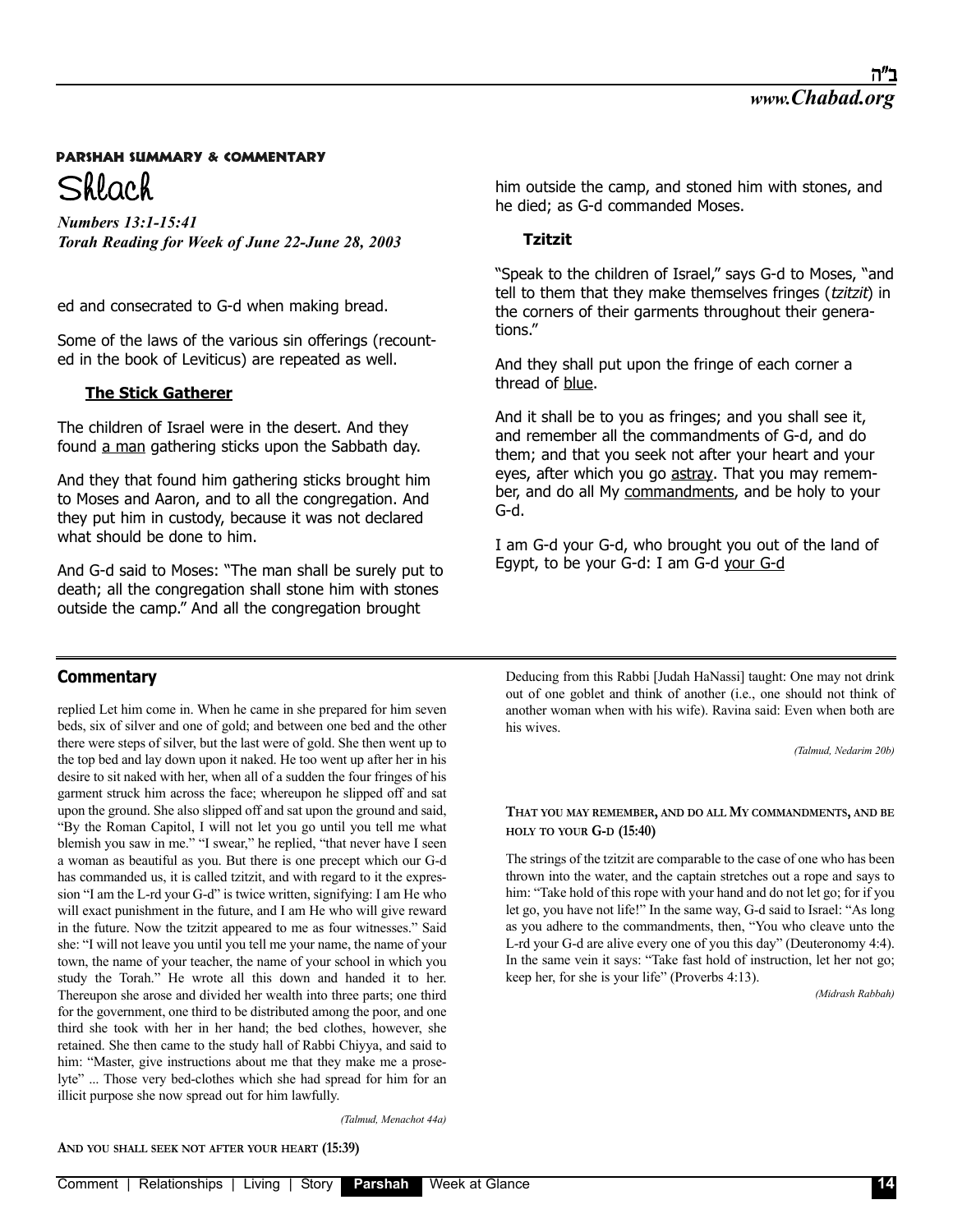**PARSHAH SUMMARY & COMMENTARY**

# Shlach

***Numbers 13:1-15:41***
***Torah Reading for Week of June 22-June 28, 2003***

ed and consecrated to G-d when making bread.

Some of the laws of the various sin offerings (recounted in the book of Leviticus) are repeated as well.

### The Stick Gatherer

The children of Israel were in the desert. And they found a man gathering sticks upon the Sabbath day.

And they that found him gathering sticks brought him to Moses and Aaron, and to all the congregation. And they put him in custody, because it was not declared what should be done to him.

And G-d said to Moses: "The man shall be surely put to death; all the congregation shall stone him with stones outside the camp." And all the congregation brought him outside the camp, and stoned him with stones, and he died; as G-d commanded Moses.

### Tzitzit

"Speak to the children of Israel," says G-d to Moses, "and tell to them that they make themselves fringes (*tzitzit*) in the corners of their garments throughout their generations."

And they shall put upon the fringe of each corner a thread of blue.

And it shall be to you as fringes; and you shall see it, and remember all the commandments of G-d, and do them; and that you seek not after your heart and your eyes, after which you go astray. That you may remember, and do all My commandments, and be holy to your G-d.

I am G-d your G-d, who brought you out of the land of Egypt, to be your G-d: I am G-d your G-d

## Commentary

replied Let him come in. When he came in she prepared for him seven beds, six of silver and one of gold; and between one bed and the other there were steps of silver, but the last were of gold. She then went up to the top bed and lay down upon it naked. He too went up after her in his desire to sit naked with her, when all of a sudden the four fringes of his garment struck him across the face; whereupon he slipped off and sat upon the ground. She also slipped off and sat upon the ground and said, "By the Roman Capitol, I will not let you go until you tell me what blemish you saw in me." "I swear," he replied, "that never have I seen a woman as beautiful as you. But there is one precept which our G-d has commanded us, it is called tzitzit, and with regard to it the expression "I am the L-rd your G-d" is twice written, signifying: I am He who will exact punishment in the future, and I am He who will give reward in the future. Now the tzitzit appeared to me as four witnesses." Said she: "I will not leave you until you tell me your name, the name of your town, the name of your teacher, the name of your school in which you study the Torah." He wrote all this down and handed it to her. Thereupon she arose and divided her wealth into three parts; one third for the government, one third to be distributed among the poor, and one third she took with her in her hand; the bed clothes, however, she retained. She then came to the study hall of Rabbi Chiyya, and said to him: "Master, give instructions about me that they make me a proselyte" ... Those very bed-clothes which she had spread for him for an illicit purpose she now spread out for him lawfully.

*(Talmud, Menachot 44a)*

**AND YOU SHALL SEEK NOT AFTER YOUR HEART (15:39)**

Deducing from this Rabbi [Judah HaNassi] taught: One may not drink out of one goblet and think of another (i.e., one should not think of another woman when with his wife). Ravina said: Even when both are his wives.

*(Talmud, Nedarim 20b)*

**THAT YOU MAY REMEMBER, AND DO ALL MY COMMANDMENTS, AND BE HOLY TO YOUR G-D (15:40)**

The strings of the tzitzit are comparable to the case of one who has been thrown into the water, and the captain stretches out a rope and says to him: "Take hold of this rope with your hand and do not let go; for if you let go, you have not life!" In the same way, G-d said to Israel: "As long as you adhere to the commandments, then, "You who cleave unto the L-rd your G-d are alive every one of you this day" (Deuteronomy 4:4). In the same vein it says: "Take fast hold of instruction, let her not go; keep her, for she is your life" (Proverbs 4:13).

*(Midrash Rabbah)*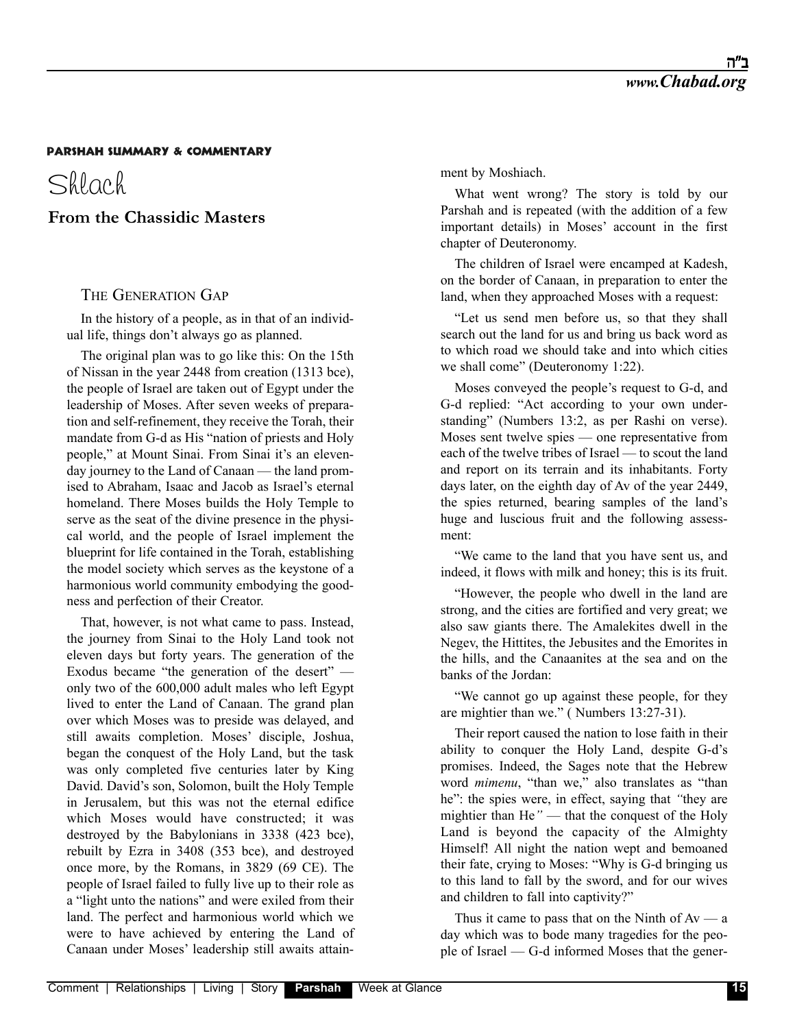**PARSHAH SUMMARY & COMMENTARY**

# Shlach

## From the Chassidic Masters

### THE GENERATION GAP

In the history of a people, as in that of an individual life, things don't always go as planned.

The original plan was to go like this: On the 15th of Nissan in the year 2448 from creation (1313 bce), the people of Israel are taken out of Egypt under the leadership of Moses. After seven weeks of preparation and self-refinement, they receive the Torah, their mandate from G-d as His "nation of priests and Holy people," at Mount Sinai. From Sinai it's an eleven-day journey to the Land of Canaan — the land promised to Abraham, Isaac and Jacob as Israel's eternal homeland. There Moses builds the Holy Temple to serve as the seat of the divine presence in the physical world, and the people of Israel implement the blueprint for life contained in the Torah, establishing the model society which serves as the keystone of a harmonious world community embodying the goodness and perfection of their Creator.

That, however, is not what came to pass. Instead, the journey from Sinai to the Holy Land took not eleven days but forty years. The generation of the Exodus became "the generation of the desert" — only two of the 600,000 adult males who left Egypt lived to enter the Land of Canaan. The grand plan over which Moses was to preside was delayed, and still awaits completion. Moses' disciple, Joshua, began the conquest of the Holy Land, but the task was only completed five centuries later by King David. David's son, Solomon, built the Holy Temple in Jerusalem, but this was not the eternal edifice which Moses would have constructed; it was destroyed by the Babylonians in 3338 (423 bce), rebuilt by Ezra in 3408 (353 bce), and destroyed once more, by the Romans, in 3829 (69 CE). The people of Israel failed to fully live up to their role as a "light unto the nations" and were exiled from their land. The perfect and harmonious world which we were to have achieved by entering the Land of Canaan under Moses' leadership still awaits attainment by Moshiach.

What went wrong? The story is told by our Parshah and is repeated (with the addition of a few important details) in Moses' account in the first chapter of Deuteronomy.

The children of Israel were encamped at Kadesh, on the border of Canaan, in preparation to enter the land, when they approached Moses with a request:

"Let us send men before us, so that they shall search out the land for us and bring us back word as to which road we should take and into which cities we shall come" (Deuteronomy 1:22).

Moses conveyed the people's request to G-d, and G-d replied: "Act according to your own understanding" (Numbers 13:2, as per Rashi on verse). Moses sent twelve spies — one representative from each of the twelve tribes of Israel — to scout the land and report on its terrain and its inhabitants. Forty days later, on the eighth day of Av of the year 2449, the spies returned, bearing samples of the land's huge and luscious fruit and the following assessment:

"We came to the land that you have sent us, and indeed, it flows with milk and honey; this is its fruit.

"However, the people who dwell in the land are strong, and the cities are fortified and very great; we also saw giants there. The Amalekites dwell in the Negev, the Hittites, the Jebusites and the Emorites in the hills, and the Canaanites at the sea and on the banks of the Jordan:

"We cannot go up against these people, for they are mightier than we." ( Numbers 13:27-31).

Their report caused the nation to lose faith in their ability to conquer the Holy Land, despite G-d's promises. Indeed, the Sages note that the Hebrew word *mimenu*, "than we," also translates as "than he": the spies were, in effect, saying that *"*they are mightier than He*"* — that the conquest of the Holy Land is beyond the capacity of the Almighty Himself! All night the nation wept and bemoaned their fate, crying to Moses: "Why is G-d bringing us to this land to fall by the sword, and for our wives and children to fall into captivity?"

Thus it came to pass that on the Ninth of Av — a day which was to bode many tragedies for the people of Israel — G-d informed Moses that the gener-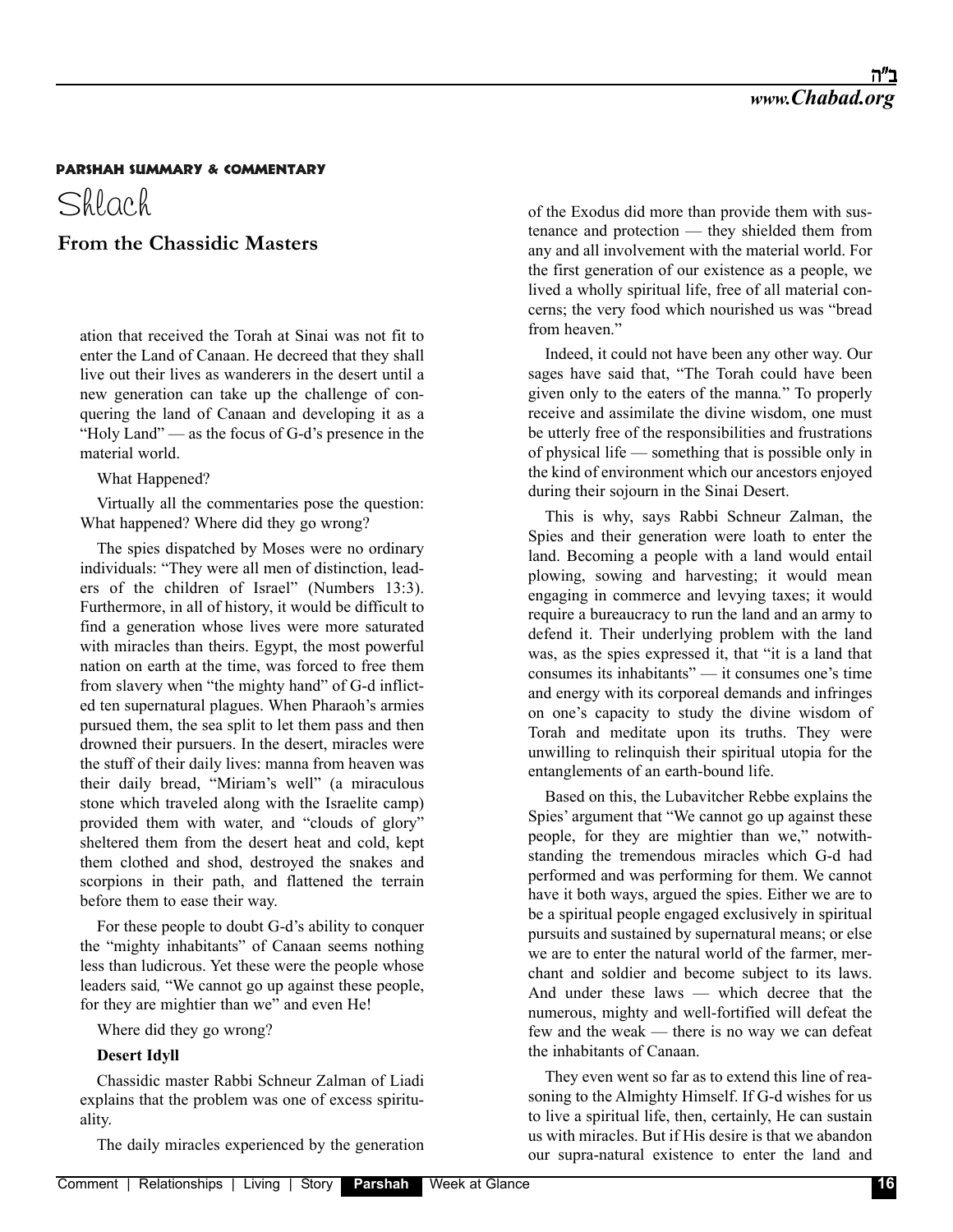**PARSHAH SUMMARY & COMMENTARY**

# Shlach

## From the Chassidic Masters

ation that received the Torah at Sinai was not fit to enter the Land of Canaan. He decreed that they shall live out their lives as wanderers in the desert until a new generation can take up the challenge of conquering the land of Canaan and developing it as a "Holy Land" — as the focus of G-d's presence in the material world.

What Happened?

Virtually all the commentaries pose the question: What happened? Where did they go wrong?

The spies dispatched by Moses were no ordinary individuals: "They were all men of distinction, leaders of the children of Israel" (Numbers 13:3). Furthermore, in all of history, it would be difficult to find a generation whose lives were more saturated with miracles than theirs. Egypt, the most powerful nation on earth at the time, was forced to free them from slavery when "the mighty hand" of G-d inflicted ten supernatural plagues. When Pharaoh's armies pursued them, the sea split to let them pass and then drowned their pursuers. In the desert, miracles were the stuff of their daily lives: manna from heaven was their daily bread, "Miriam's well" (a miraculous stone which traveled along with the Israelite camp) provided them with water, and "clouds of glory" sheltered them from the desert heat and cold, kept them clothed and shod, destroyed the snakes and scorpions in their path, and flattened the terrain before them to ease their way.

For these people to doubt G-d's ability to conquer the "mighty inhabitants" of Canaan seems nothing less than ludicrous. Yet these were the people whose leaders said, "We cannot go up against these people, for they are mightier than we" and even He!

Where did they go wrong?

**Desert Idyll**

Chassidic master Rabbi Schneur Zalman of Liadi explains that the problem was one of excess spirituality.

The daily miracles experienced by the generation of the Exodus did more than provide them with sustenance and protection — they shielded them from any and all involvement with the material world. For the first generation of our existence as a people, we lived a wholly spiritual life, free of all material concerns; the very food which nourished us was "bread from heaven."

Indeed, it could not have been any other way. Our sages have said that, "The Torah could have been given only to the eaters of the manna." To properly receive and assimilate the divine wisdom, one must be utterly free of the responsibilities and frustrations of physical life — something that is possible only in the kind of environment which our ancestors enjoyed during their sojourn in the Sinai Desert.

This is why, says Rabbi Schneur Zalman, the Spies and their generation were loath to enter the land. Becoming a people with a land would entail plowing, sowing and harvesting; it would mean engaging in commerce and levying taxes; it would require a bureaucracy to run the land and an army to defend it. Their underlying problem with the land was, as the spies expressed it, that "it is a land that consumes its inhabitants" — it consumes one's time and energy with its corporeal demands and infringes on one's capacity to study the divine wisdom of Torah and meditate upon its truths. They were unwilling to relinquish their spiritual utopia for the entanglements of an earth-bound life.

Based on this, the Lubavitcher Rebbe explains the Spies' argument that "We cannot go up against these people, for they are mightier than we," notwithstanding the tremendous miracles which G-d had performed and was performing for them. We cannot have it both ways, argued the spies. Either we are to be a spiritual people engaged exclusively in spiritual pursuits and sustained by supernatural means; or else we are to enter the natural world of the farmer, merchant and soldier and become subject to its laws. And under these laws — which decree that the numerous, mighty and well-fortified will defeat the few and the weak — there is no way we can defeat the inhabitants of Canaan.

They even went so far as to extend this line of reasoning to the Almighty Himself. If G-d wishes for us to live a spiritual life, then, certainly, He can sustain us with miracles. But if His desire is that we abandon our supra-natural existence to enter the land and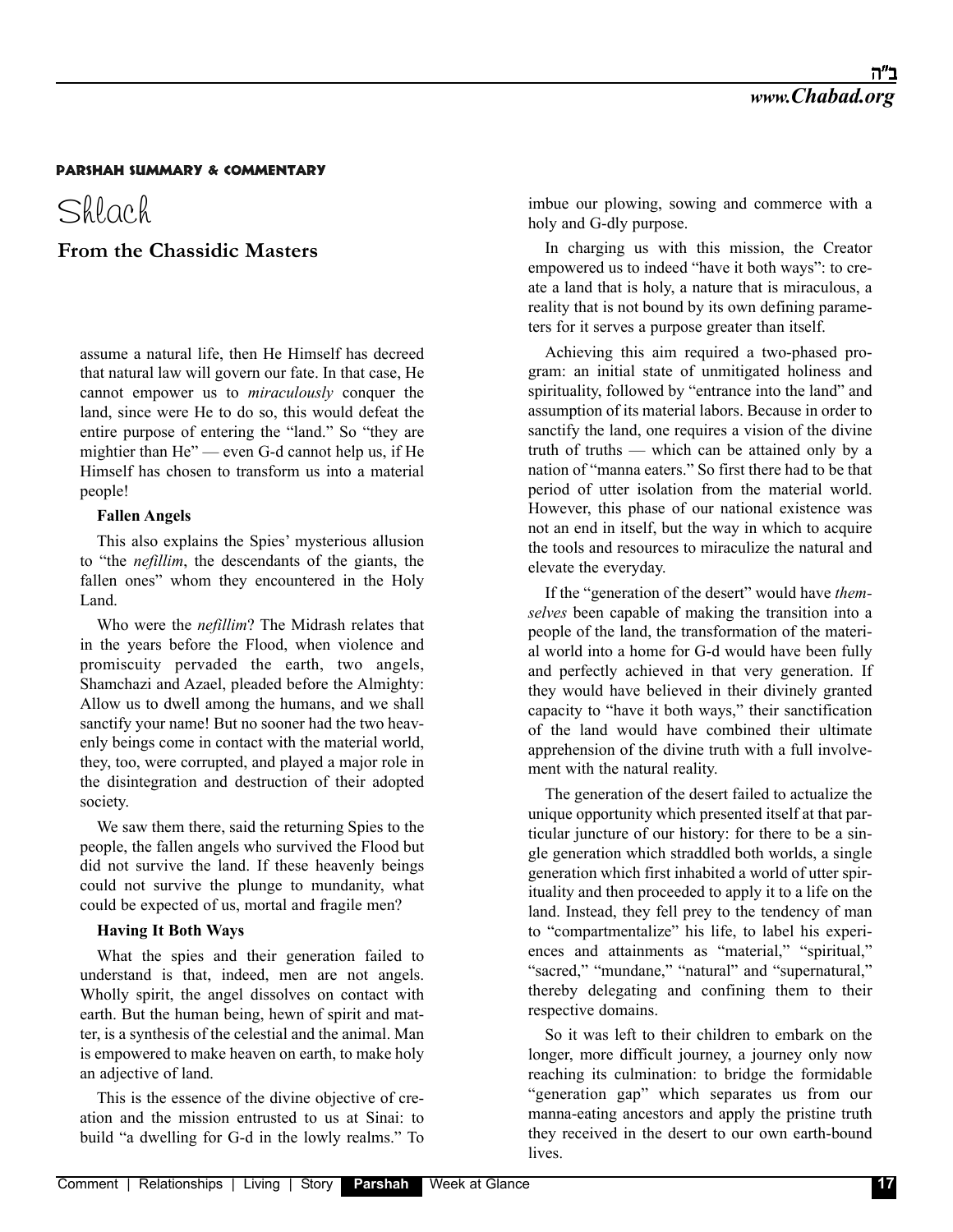**PARSHAH SUMMARY & COMMENTARY**

# Shlach

## From the Chassidic Masters

assume a natural life, then He Himself has decreed that natural law will govern our fate. In that case, He cannot empower us to *miraculously* conquer the land, since were He to do so, this would defeat the entire purpose of entering the "land." So "they are mightier than He" — even G-d cannot help us, if He Himself has chosen to transform us into a material people!

### Fallen Angels

This also explains the Spies' mysterious allusion to "the *nefillim*, the descendants of the giants, the fallen ones" whom they encountered in the Holy Land.

Who were the *nefillim*? The Midrash relates that in the years before the Flood, when violence and promiscuity pervaded the earth, two angels, Shamchazi and Azael, pleaded before the Almighty: Allow us to dwell among the humans, and we shall sanctify your name! But no sooner had the two heavenly beings come in contact with the material world, they, too, were corrupted, and played a major role in the disintegration and destruction of their adopted society.

We saw them there, said the returning Spies to the people, the fallen angels who survived the Flood but did not survive the land. If these heavenly beings could not survive the plunge to mundanity, what could be expected of us, mortal and fragile men?

### Having It Both Ways

What the spies and their generation failed to understand is that, indeed, men are not angels. Wholly spirit, the angel dissolves on contact with earth. But the human being, hewn of spirit and matter, is a synthesis of the celestial and the animal. Man is empowered to make heaven on earth, to make holy an adjective of land.

This is the essence of the divine objective of creation and the mission entrusted to us at Sinai: to build "a dwelling for G-d in the lowly realms." To imbue our plowing, sowing and commerce with a holy and G-dly purpose.

In charging us with this mission, the Creator empowered us to indeed "have it both ways": to create a land that is holy, a nature that is miraculous, a reality that is not bound by its own defining parameters for it serves a purpose greater than itself.

Achieving this aim required a two-phased program: an initial state of unmitigated holiness and spirituality, followed by "entrance into the land" and assumption of its material labors. Because in order to sanctify the land, one requires a vision of the divine truth of truths — which can be attained only by a nation of "manna eaters." So first there had to be that period of utter isolation from the material world. However, this phase of our national existence was not an end in itself, but the way in which to acquire the tools and resources to miraculize the natural and elevate the everyday.

If the "generation of the desert" would have *themselves* been capable of making the transition into a people of the land, the transformation of the material world into a home for G-d would have been fully and perfectly achieved in that very generation. If they would have believed in their divinely granted capacity to "have it both ways," their sanctification of the land would have combined their ultimate apprehension of the divine truth with a full involvement with the natural reality.

The generation of the desert failed to actualize the unique opportunity which presented itself at that particular juncture of our history: for there to be a single generation which straddled both worlds, a single generation which first inhabited a world of utter spirituality and then proceeded to apply it to a life on the land. Instead, they fell prey to the tendency of man to "compartmentalize" his life, to label his experiences and attainments as "material," "spiritual," "sacred," "mundane," "natural" and "supernatural," thereby delegating and confining them to their respective domains.

So it was left to their children to embark on the longer, more difficult journey, a journey only now reaching its culmination: to bridge the formidable "generation gap" which separates us from our manna-eating ancestors and apply the pristine truth they received in the desert to our own earth-bound lives.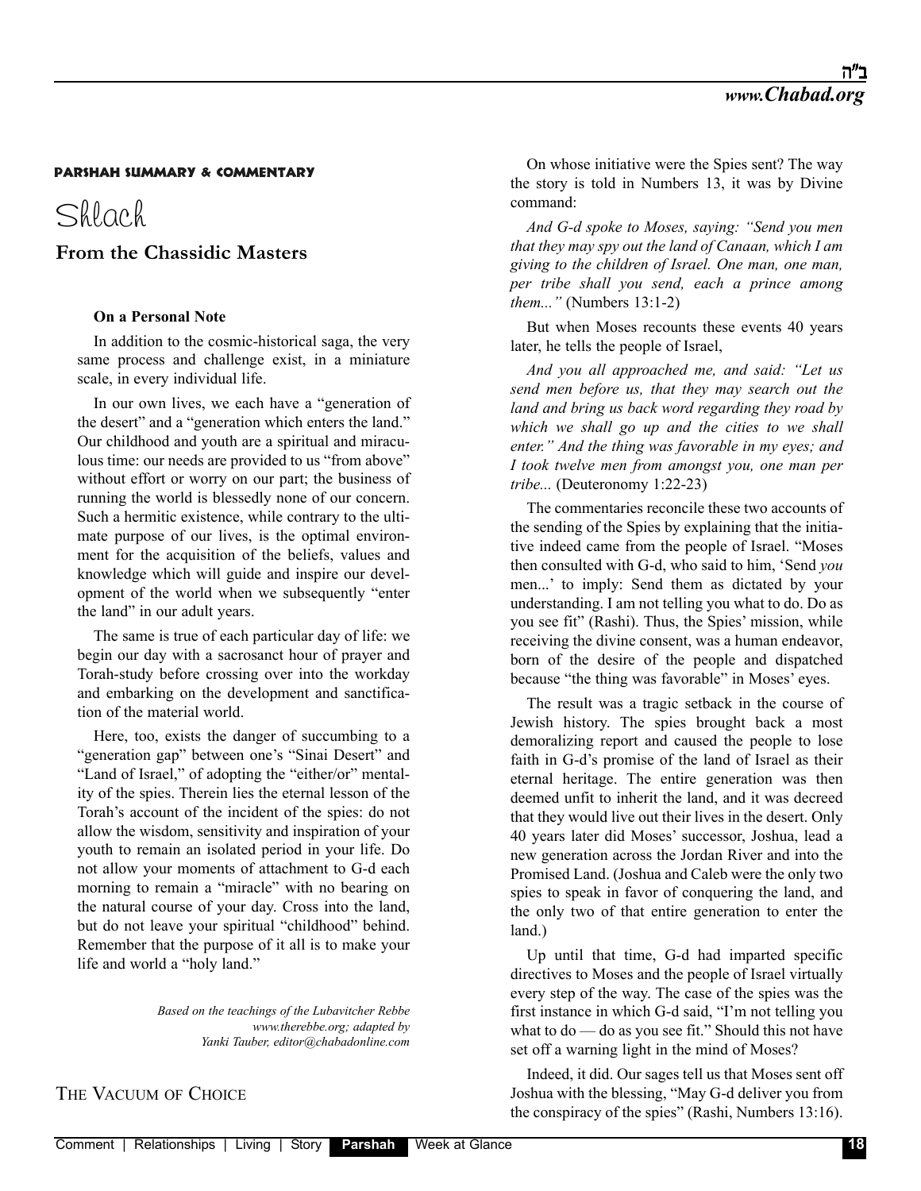**PARSHAH SUMMARY & COMMENTARY**

# Shlach

## From the Chassidic Masters

### On a Personal Note

In addition to the cosmic-historical saga, the very same process and challenge exist, in a miniature scale, in every individual life.

In our own lives, we each have a "generation of the desert" and a "generation which enters the land." Our childhood and youth are a spiritual and miraculous time: our needs are provided to us "from above" without effort or worry on our part; the business of running the world is blessedly none of our concern. Such a hermitic existence, while contrary to the ultimate purpose of our lives, is the optimal environment for the acquisition of the beliefs, values and knowledge which will guide and inspire our development of the world when we subsequently "enter the land" in our adult years.

The same is true of each particular day of life: we begin our day with a sacrosanct hour of prayer and Torah-study before crossing over into the workday and embarking on the development and sanctification of the material world.

Here, too, exists the danger of succumbing to a "generation gap" between one's "Sinai Desert" and "Land of Israel," of adopting the "either/or" mentality of the spies. Therein lies the eternal lesson of the Torah's account of the incident of the spies: do not allow the wisdom, sensitivity and inspiration of your youth to remain an isolated period in your life. Do not allow your moments of attachment to G-d each morning to remain a "miracle" with no bearing on the natural course of your day. Cross into the land, but do not leave your spiritual "childhood" behind. Remember that the purpose of it all is to make your life and world a "holy land."

*Based on the teachings of the Lubavitcher Rebbe*
*www.therebbe.org; adapted by*
*Yanki Tauber, editor@chabadonline.com*

### The Vacuum of Choice

On whose initiative were the Spies sent? The way the story is told in Numbers 13, it was by Divine command:

*And G-d spoke to Moses, saying: "Send you men that they may spy out the land of Canaan, which I am giving to the children of Israel. One man, one man, per tribe shall you send, each a prince among them..."* (Numbers 13:1-2)

But when Moses recounts these events 40 years later, he tells the people of Israel,

*And you all approached me, and said: "Let us send men before us, that they may search out the land and bring us back word regarding they road by which we shall go up and the cities to we shall enter." And the thing was favorable in my eyes; and I took twelve men from amongst you, one man per tribe...* (Deuteronomy 1:22-23)

The commentaries reconcile these two accounts of the sending of the Spies by explaining that the initiative indeed came from the people of Israel. "Moses then consulted with G-d, who said to him, 'Send *you* men...' to imply: Send them as dictated by your understanding. I am not telling you what to do. Do as you see fit" (Rashi). Thus, the Spies' mission, while receiving the divine consent, was a human endeavor, born of the desire of the people and dispatched because "the thing was favorable" in Moses' eyes.

The result was a tragic setback in the course of Jewish history. The spies brought back a most demoralizing report and caused the people to lose faith in G-d's promise of the land of Israel as their eternal heritage. The entire generation was then deemed unfit to inherit the land, and it was decreed that they would live out their lives in the desert. Only 40 years later did Moses' successor, Joshua, lead a new generation across the Jordan River and into the Promised Land. (Joshua and Caleb were the only two spies to speak in favor of conquering the land, and the only two of that entire generation to enter the land.)

Up until that time, G-d had imparted specific directives to Moses and the people of Israel virtually every step of the way. The case of the spies was the first instance in which G-d said, "I'm not telling you what to do — do as you see fit." Should this not have set off a warning light in the mind of Moses?

Indeed, it did. Our sages tell us that Moses sent off Joshua with the blessing, "May G-d deliver you from the conspiracy of the spies" (Rashi, Numbers 13:16).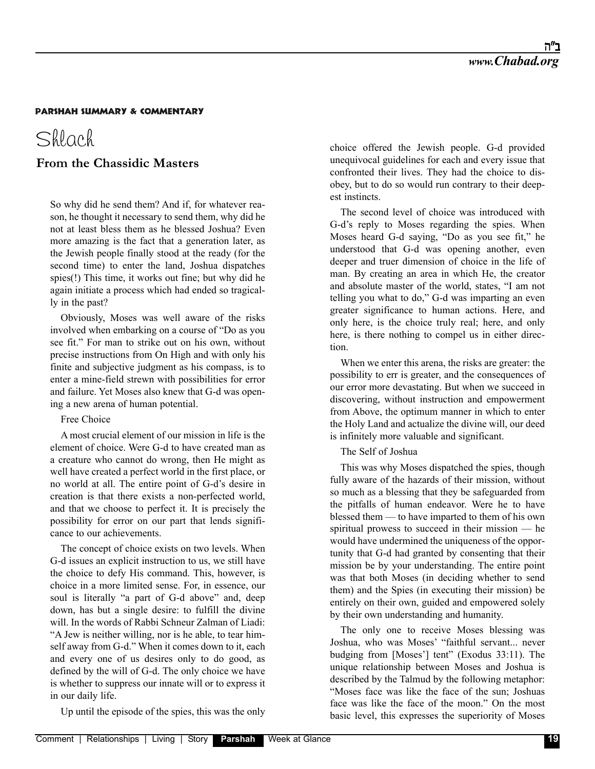#### Parshah Summary & Commentary

# Shlach

## From the Chassidic Masters

So why did he send them? And if, for whatever reason, he thought it necessary to send them, why did he not at least bless them as he blessed Joshua? Even more amazing is the fact that a generation later, as the Jewish people finally stood at the ready (for the second time) to enter the land, Joshua dispatches spies(!) This time, it works out fine; but why did he again initiate a process which had ended so tragically in the past?

Obviously, Moses was well aware of the risks involved when embarking on a course of "Do as you see fit." For man to strike out on his own, without precise instructions from On High and with only his finite and subjective judgment as his compass, is to enter a mine-field strewn with possibilities for error and failure. Yet Moses also knew that G-d was opening a new arena of human potential.

### Free Choice

A most crucial element of our mission in life is the element of choice. Were G-d to have created man as a creature who cannot do wrong, then He might as well have created a perfect world in the first place, or no world at all. The entire point of G-d's desire in creation is that there exists a non-perfected world, and that we choose to perfect it. It is precisely the possibility for error on our part that lends significance to our achievements.

The concept of choice exists on two levels. When G-d issues an explicit instruction to us, we still have the choice to defy His command. This, however, is choice in a more limited sense. For, in essence, our soul is literally "a part of G-d above" and, deep down, has but a single desire: to fulfill the divine will. In the words of Rabbi Schneur Zalman of Liadi: "A Jew is neither willing, nor is he able, to tear himself away from G-d." When it comes down to it, each and every one of us desires only to do good, as defined by the will of G-d. The only choice we have is whether to suppress our innate will or to express it in our daily life.

Up until the episode of the spies, this was the only choice offered the Jewish people. G-d provided unequivocal guidelines for each and every issue that confronted their lives. They had the choice to disobey, but to do so would run contrary to their deepest instincts.

The second level of choice was introduced with G-d's reply to Moses regarding the spies. When Moses heard G-d saying, "Do as you see fit," he understood that G-d was opening another, even deeper and truer dimension of choice in the life of man. By creating an area in which He, the creator and absolute master of the world, states, "I am not telling you what to do," G-d was imparting an even greater significance to human actions. Here, and only here, is the choice truly real; here, and only here, is there nothing to compel us in either direction.

When we enter this arena, the risks are greater: the possibility to err is greater, and the consequences of our error more devastating. But when we succeed in discovering, without instruction and empowerment from Above, the optimum manner in which to enter the Holy Land and actualize the divine will, our deed is infinitely more valuable and significant.

### The Self of Joshua

This was why Moses dispatched the spies, though fully aware of the hazards of their mission, without so much as a blessing that they be safeguarded from the pitfalls of human endeavor. Were he to have blessed them — to have imparted to them of his own spiritual prowess to succeed in their mission — he would have undermined the uniqueness of the opportunity that G-d had granted by consenting that their mission be by your understanding. The entire point was that both Moses (in deciding whether to send them) and the Spies (in executing their mission) be entirely on their own, guided and empowered solely by their own understanding and humanity.

The only one to receive Moses blessing was Joshua, who was Moses' "faithful servant... never budging from [Moses'] tent" (Exodus 33:11). The unique relationship between Moses and Joshua is described by the Talmud by the following metaphor: "Moses face was like the face of the sun; Joshuas face was like the face of the moon." On the most basic level, this expresses the superiority of Moses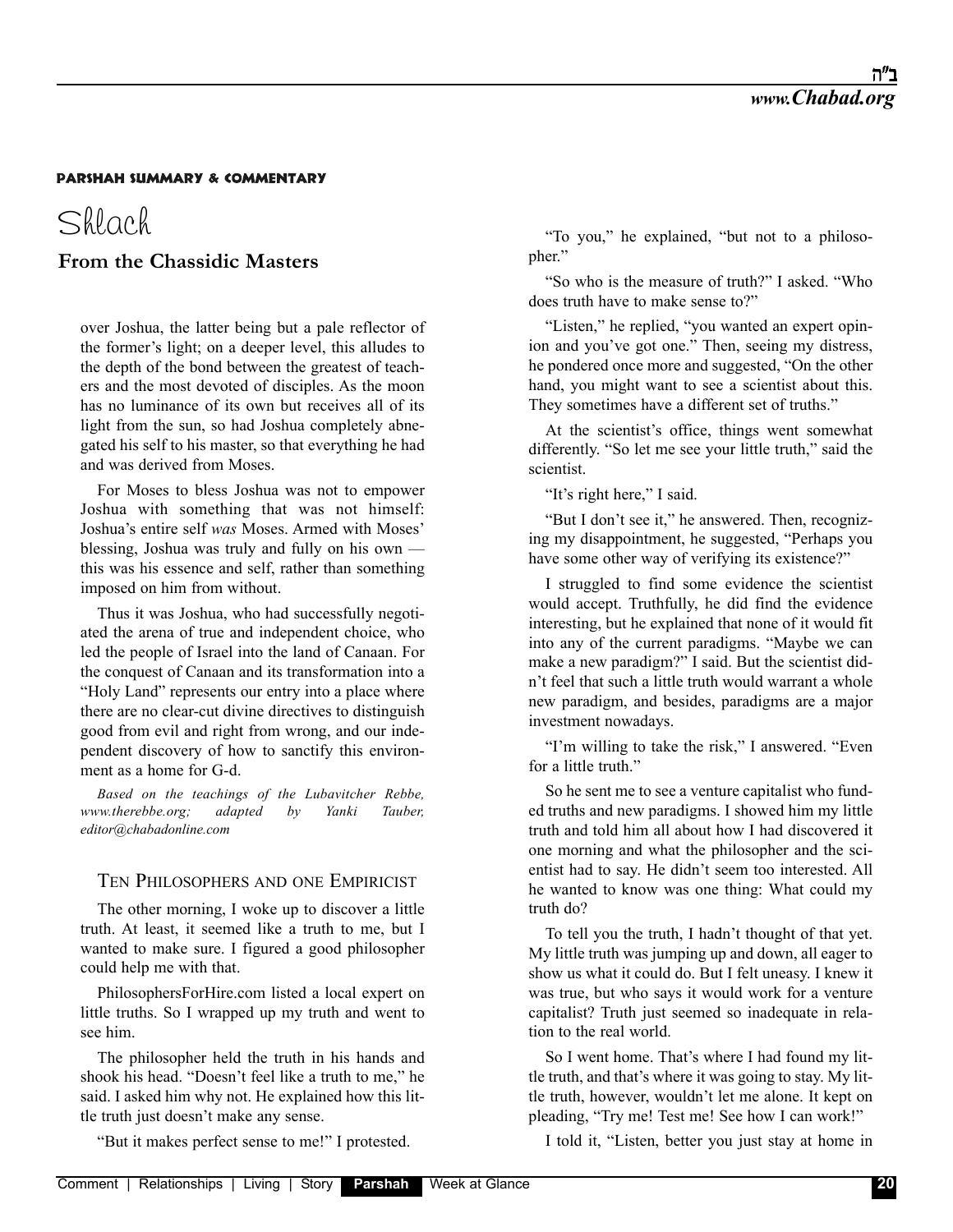PARSHAH SUMMARY & COMMENTARY

# Shlach

## From the Chassidic Masters

over Joshua, the latter being but a pale reflector of the former's light; on a deeper level, this alludes to the depth of the bond between the greatest of teachers and the most devoted of disciples. As the moon has no luminance of its own but receives all of its light from the sun, so had Joshua completely abnegated his self to his master, so that everything he had and was derived from Moses.

For Moses to bless Joshua was not to empower Joshua with something that was not himself: Joshua's entire self *was* Moses. Armed with Moses' blessing, Joshua was truly and fully on his own — this was his essence and self, rather than something imposed on him from without.

Thus it was Joshua, who had successfully negotiated the arena of true and independent choice, who led the people of Israel into the land of Canaan. For the conquest of Canaan and its transformation into a "Holy Land" represents our entry into a place where there are no clear-cut divine directives to distinguish good from evil and right from wrong, and our independent discovery of how to sanctify this environment as a home for G-d.

*Based on the teachings of the Lubavitcher Rebbe, www.therebbe.org; adapted by Yanki Tauber, editor@chabadonline.com*

### Ten Philosophers and one Empiricist

The other morning, I woke up to discover a little truth. At least, it seemed like a truth to me, but I wanted to make sure. I figured a good philosopher could help me with that.

PhilosophersForHire.com listed a local expert on little truths. So I wrapped up my truth and went to see him.

The philosopher held the truth in his hands and shook his head. "Doesn't feel like a truth to me," he said. I asked him why not. He explained how this little truth just doesn't make any sense.

"But it makes perfect sense to me!" I protested.

"To you," he explained, "but not to a philosopher."

"So who is the measure of truth?" I asked. "Who does truth have to make sense to?"

"Listen," he replied, "you wanted an expert opinion and you've got one." Then, seeing my distress, he pondered once more and suggested, "On the other hand, you might want to see a scientist about this. They sometimes have a different set of truths."

At the scientist's office, things went somewhat differently. "So let me see your little truth," said the scientist.

"It's right here," I said.

"But I don't see it," he answered. Then, recognizing my disappointment, he suggested, "Perhaps you have some other way of verifying its existence?"

I struggled to find some evidence the scientist would accept. Truthfully, he did find the evidence interesting, but he explained that none of it would fit into any of the current paradigms. "Maybe we can make a new paradigm?" I said. But the scientist didn't feel that such a little truth would warrant a whole new paradigm, and besides, paradigms are a major investment nowadays.

"I'm willing to take the risk," I answered. "Even for a little truth."

So he sent me to see a venture capitalist who funded truths and new paradigms. I showed him my little truth and told him all about how I had discovered it one morning and what the philosopher and the scientist had to say. He didn't seem too interested. All he wanted to know was one thing: What could my truth do?

To tell you the truth, I hadn't thought of that yet. My little truth was jumping up and down, all eager to show us what it could do. But I felt uneasy. I knew it was true, but who says it would work for a venture capitalist? Truth just seemed so inadequate in relation to the real world.

So I went home. That's where I had found my little truth, and that's where it was going to stay. My little truth, however, wouldn't let me alone. It kept on pleading, "Try me! Test me! See how I can work!"

I told it, "Listen, better you just stay at home in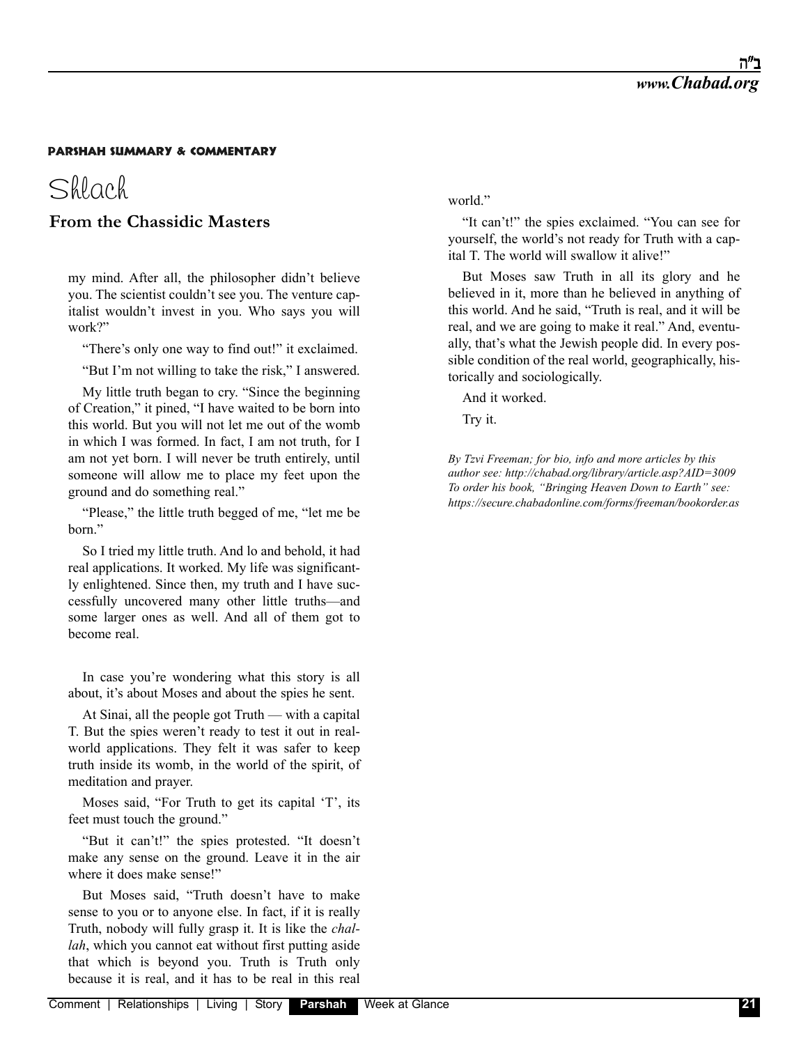**PARSHAH SUMMARY & COMMENTARY**

# Shlach

## From the Chassidic Masters

my mind. After all, the philosopher didn't believe you. The scientist couldn't see you. The venture capitalist wouldn't invest in you. Who says you will work?"

"There's only one way to find out!" it exclaimed.

"But I'm not willing to take the risk," I answered.

My little truth began to cry. "Since the beginning of Creation," it pined, "I have waited to be born into this world. But you will not let me out of the womb in which I was formed. In fact, I am not truth, for I am not yet born. I will never be truth entirely, until someone will allow me to place my feet upon the ground and do something real."

"Please," the little truth begged of me, "let me be born."

So I tried my little truth. And lo and behold, it had real applications. It worked. My life was significantly enlightened. Since then, my truth and I have successfully uncovered many other little truths—and some larger ones as well. And all of them got to become real.

In case you're wondering what this story is all about, it's about Moses and about the spies he sent.

At Sinai, all the people got Truth — with a capital T. But the spies weren't ready to test it out in real-world applications. They felt it was safer to keep truth inside its womb, in the world of the spirit, of meditation and prayer.

Moses said, "For Truth to get its capital 'T', its feet must touch the ground."

"But it can't!" the spies protested. "It doesn't make any sense on the ground. Leave it in the air where it does make sense!"

But Moses said, "Truth doesn't have to make sense to you or to anyone else. In fact, if it is really Truth, nobody will fully grasp it. It is like the *challah*, which you cannot eat without first putting aside that which is beyond you. Truth is Truth only because it is real, and it has to be real in this real world."

"It can't!" the spies exclaimed. "You can see for yourself, the world's not ready for Truth with a capital T. The world will swallow it alive!"

But Moses saw Truth in all its glory and he believed in it, more than he believed in anything of this world. And he said, "Truth is real, and it will be real, and we are going to make it real." And, eventually, that's what the Jewish people did. In every possible condition of the real world, geographically, historically and sociologically.

And it worked.

Try it.

*By Tzvi Freeman; for bio, info and more articles by this author see: http://chabad.org/library/article.asp?AID=3009 To order his book, "Bringing Heaven Down to Earth" see: https://secure.chabadonline.com/forms/freeman/bookorder.as*